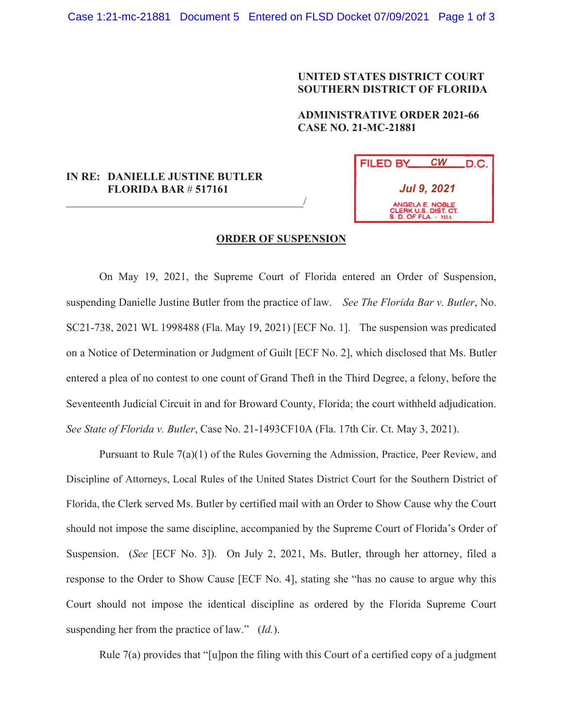**UNITED STATES DISTRICT COURT**
**SOUTHERN DISTRICT OF FLORIDA**

**ADMINISTRATIVE ORDER 2021-66**
**CASE NO. 21-MC-21881**

**IN RE: DANIELLE JUSTINE BUTLER**
**FLORIDA BAR # 517161**
_____________________________________________/

FILED BY CW D.C.
Jul 9, 2021
ANGELA E. NOBLE
CLERK U.S. DIST. CT.
S. D. OF FLA. - MIA

## ORDER OF SUSPENSION

On May 19, 2021, the Supreme Court of Florida entered an Order of Suspension, suspending Danielle Justine Butler from the practice of law. *See The Florida Bar v. Butler*, No. SC21-738, 2021 WL 1998488 (Fla. May 19, 2021) [ECF No. 1]. The suspension was predicated on a Notice of Determination or Judgment of Guilt [ECF No. 2], which disclosed that Ms. Butler entered a plea of no contest to one count of Grand Theft in the Third Degree, a felony, before the Seventeenth Judicial Circuit in and for Broward County, Florida; the court withheld adjudication. *See State of Florida v. Butler*, Case No. 21-1493CF10A (Fla. 17th Cir. Ct. May 3, 2021).

Pursuant to Rule 7(a)(1) of the Rules Governing the Admission, Practice, Peer Review, and Discipline of Attorneys, Local Rules of the United States District Court for the Southern District of Florida, the Clerk served Ms. Butler by certified mail with an Order to Show Cause why the Court should not impose the same discipline, accompanied by the Supreme Court of Florida's Order of Suspension. (*See* [ECF No. 3]). On July 2, 2021, Ms. Butler, through her attorney, filed a response to the Order to Show Cause [ECF No. 4], stating she "has no cause to argue why this Court should not impose the identical discipline as ordered by the Florida Supreme Court suspending her from the practice of law." (*Id.*).

Rule 7(a) provides that "[u]pon the filing with this Court of a certified copy of a judgment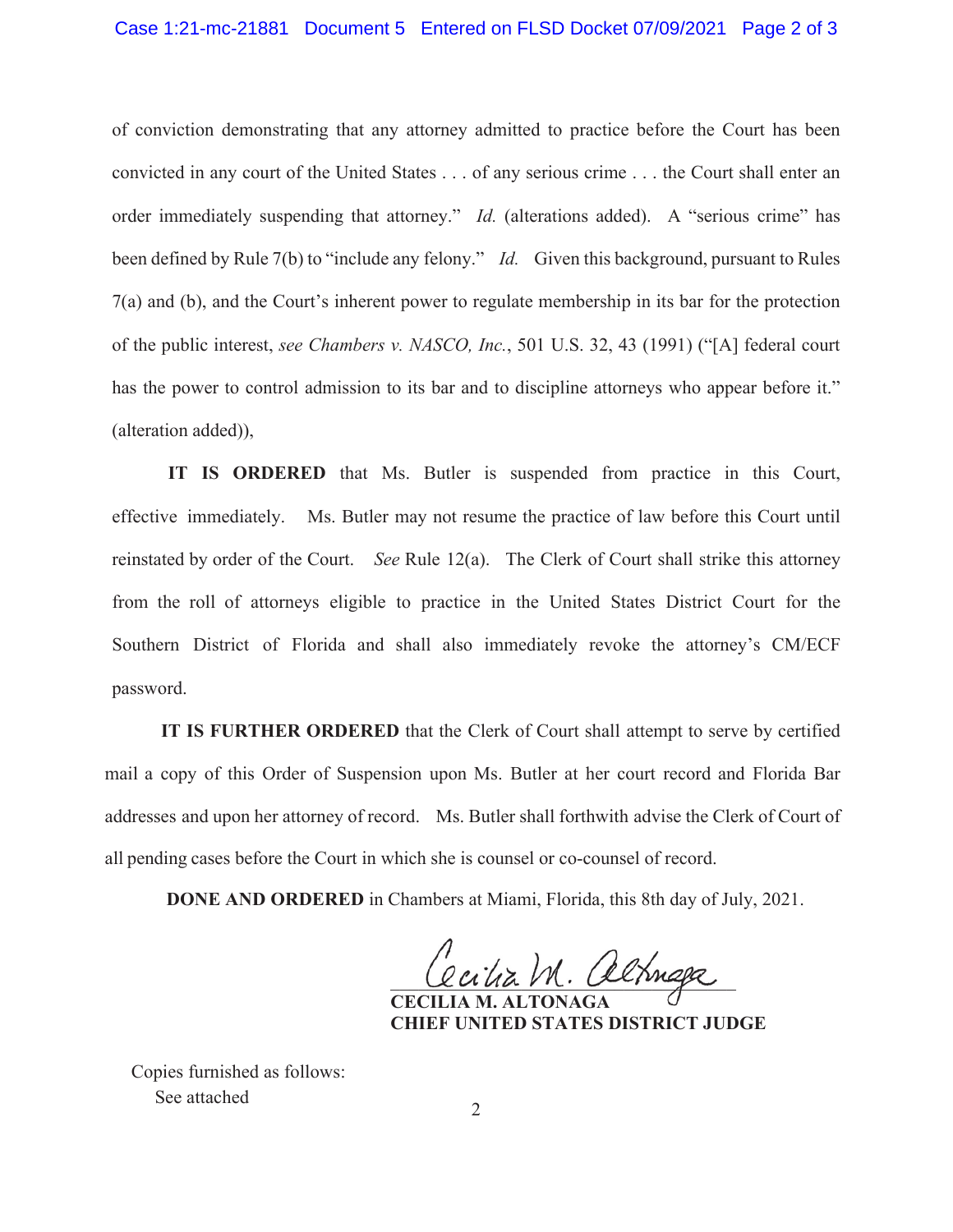of conviction demonstrating that any attorney admitted to practice before the Court has been convicted in any court of the United States . . . of any serious crime . . . the Court shall enter an order immediately suspending that attorney." *Id.* (alterations added). A "serious crime" has been defined by Rule 7(b) to "include any felony." *Id.* Given this background, pursuant to Rules 7(a) and (b), and the Court's inherent power to regulate membership in its bar for the protection of the public interest, *see Chambers v. NASCO, Inc.*, 501 U.S. 32, 43 (1991) ("[A] federal court has the power to control admission to its bar and to discipline attorneys who appear before it." (alteration added)),

**IT IS ORDERED** that Ms. Butler is suspended from practice in this Court, effective immediately. Ms. Butler may not resume the practice of law before this Court until reinstated by order of the Court. *See* Rule 12(a). The Clerk of Court shall strike this attorney from the roll of attorneys eligible to practice in the United States District Court for the Southern District of Florida and shall also immediately revoke the attorney's CM/ECF password.

**IT IS FURTHER ORDERED** that the Clerk of Court shall attempt to serve by certified mail a copy of this Order of Suspension upon Ms. Butler at her court record and Florida Bar addresses and upon her attorney of record. Ms. Butler shall forthwith advise the Clerk of Court of all pending cases before the Court in which she is counsel or co-counsel of record.

**DONE AND ORDERED** in Chambers at Miami, Florida, this 8th day of July, 2021.

**CECILIA M. ALTONAGA**
**CHIEF UNITED STATES DISTRICT JUDGE**

Copies furnished as follows:
See attached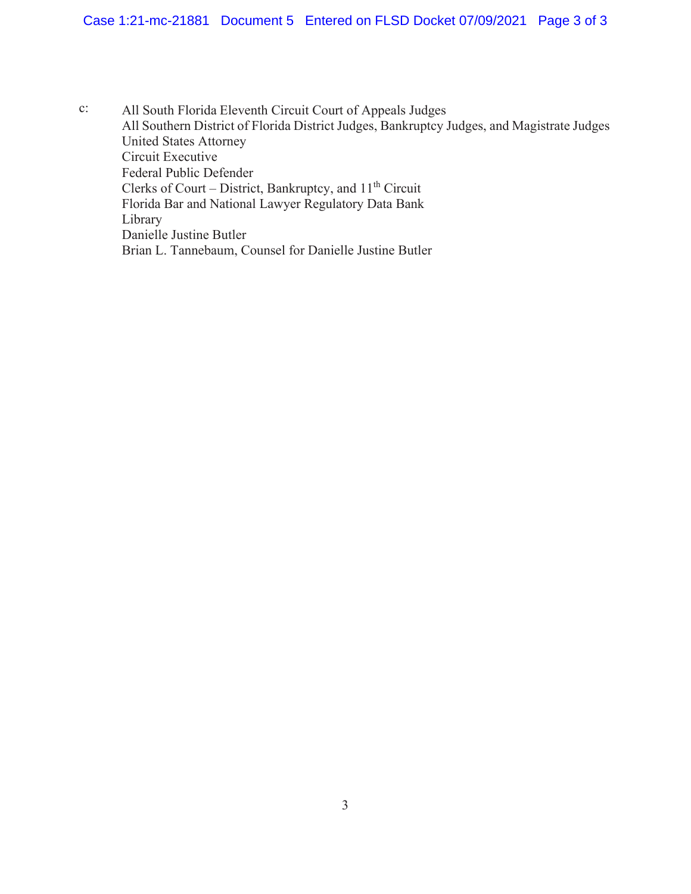c: All South Florida Eleventh Circuit Court of Appeals Judges
All Southern District of Florida District Judges, Bankruptcy Judges, and Magistrate Judges
United States Attorney
Circuit Executive
Federal Public Defender
Clerks of Court – District, Bankruptcy, and 11th Circuit
Florida Bar and National Lawyer Regulatory Data Bank
Library
Danielle Justine Butler
Brian L. Tannebaum, Counsel for Danielle Justine Butler